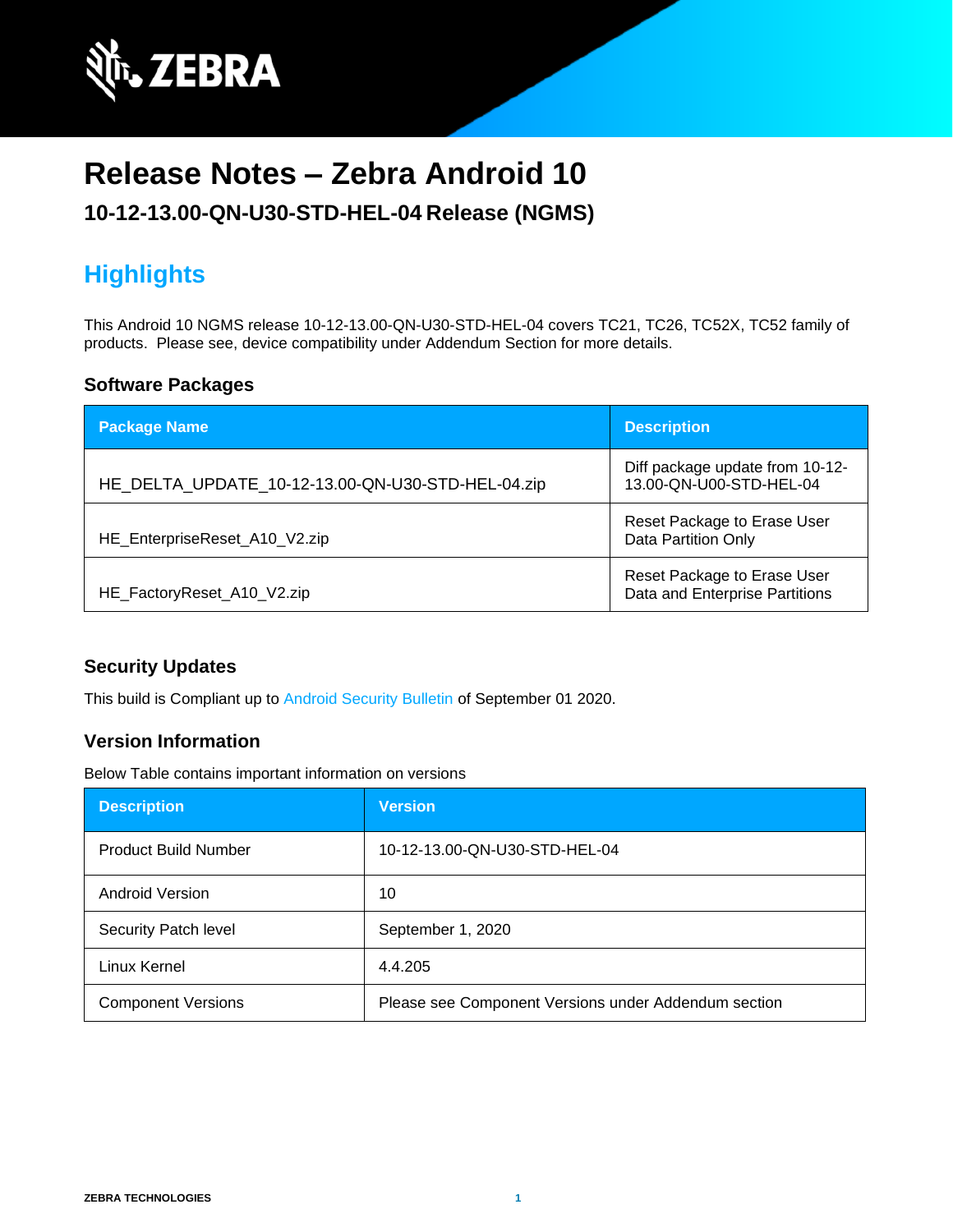# Release Notes – Zebra Android 10

## 10-12-13.00-QN-U30-STD-HEL-04 Release (NGMS)

## Highlights

This Android 10 NGMS release 10-12-13.00-QN-U30-STD-HEL-04 covers TC21, TC26, TC52X, TC52 family of products. Please see, device compatibility under Addendum Section for more details.

### Software Packages

| Package Name | Description |
|---|---|
| HE_DELTA_UPDATE_10-12-13.00-QN-U30-STD-HEL-04.zip | Diff package update from 10-12-13.00-QN-U00-STD-HEL-04 |
| HE_EnterpriseReset_A10_V2.zip | Reset Package to Erase User Data Partition Only |
| HE_FactoryReset_A10_V2.zip | Reset Package to Erase User Data and Enterprise Partitions |

### Security Updates

This build is Compliant up to Android Security Bulletin of September 01 2020.

### Version Information

Below Table contains important information on versions

| Description | Version |
|---|---|
| Product Build Number | 10-12-13.00-QN-U30-STD-HEL-04 |
| Android Version | 10 |
| Security Patch level | September 1, 2020 |
| Linux Kernel | 4.4.205 |
| Component Versions | Please see Component Versions under Addendum section |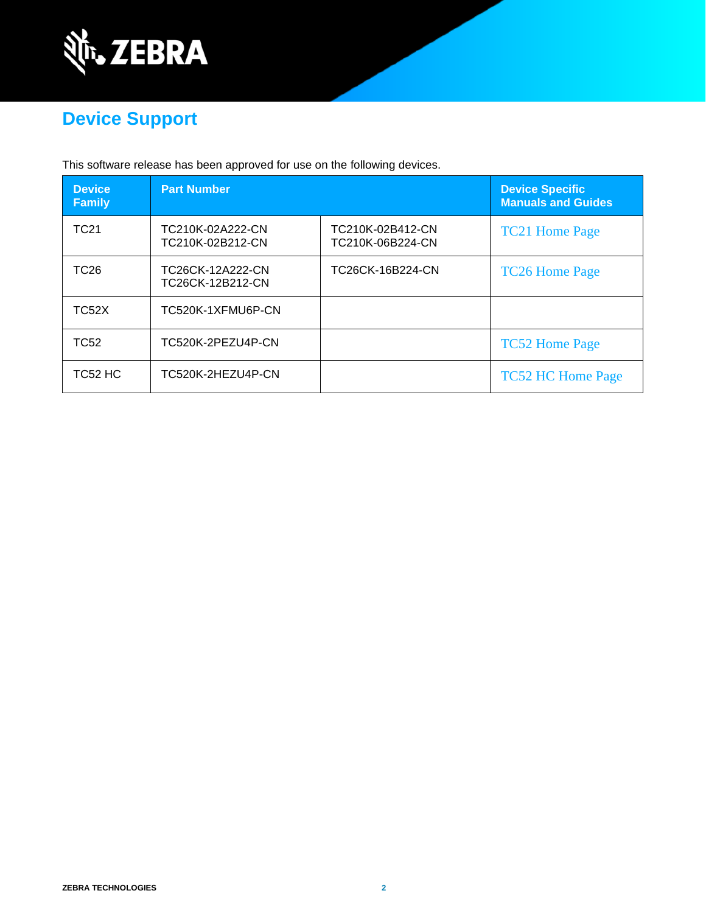## Device Support

This software release has been approved for use on the following devices.

| Device Family | Part Number | | Device Specific Manuals and Guides |
|---|---|---|---|
| TC21 | TC210K-02A222-CN<br>TC210K-02B212-CN | TC210K-02B412-CN<br>TC210K-06B224-CN | TC21 Home Page |
| TC26 | TC26CK-12A222-CN<br>TC26CK-12B212-CN | TC26CK-16B224-CN | TC26 Home Page |
| TC52X | TC520K-1XFMU6P-CN | | |
| TC52 | TC520K-2PEZU4P-CN | | TC52 Home Page |
| TC52 HC | TC520K-2HEZU4P-CN | | TC52 HC Home Page |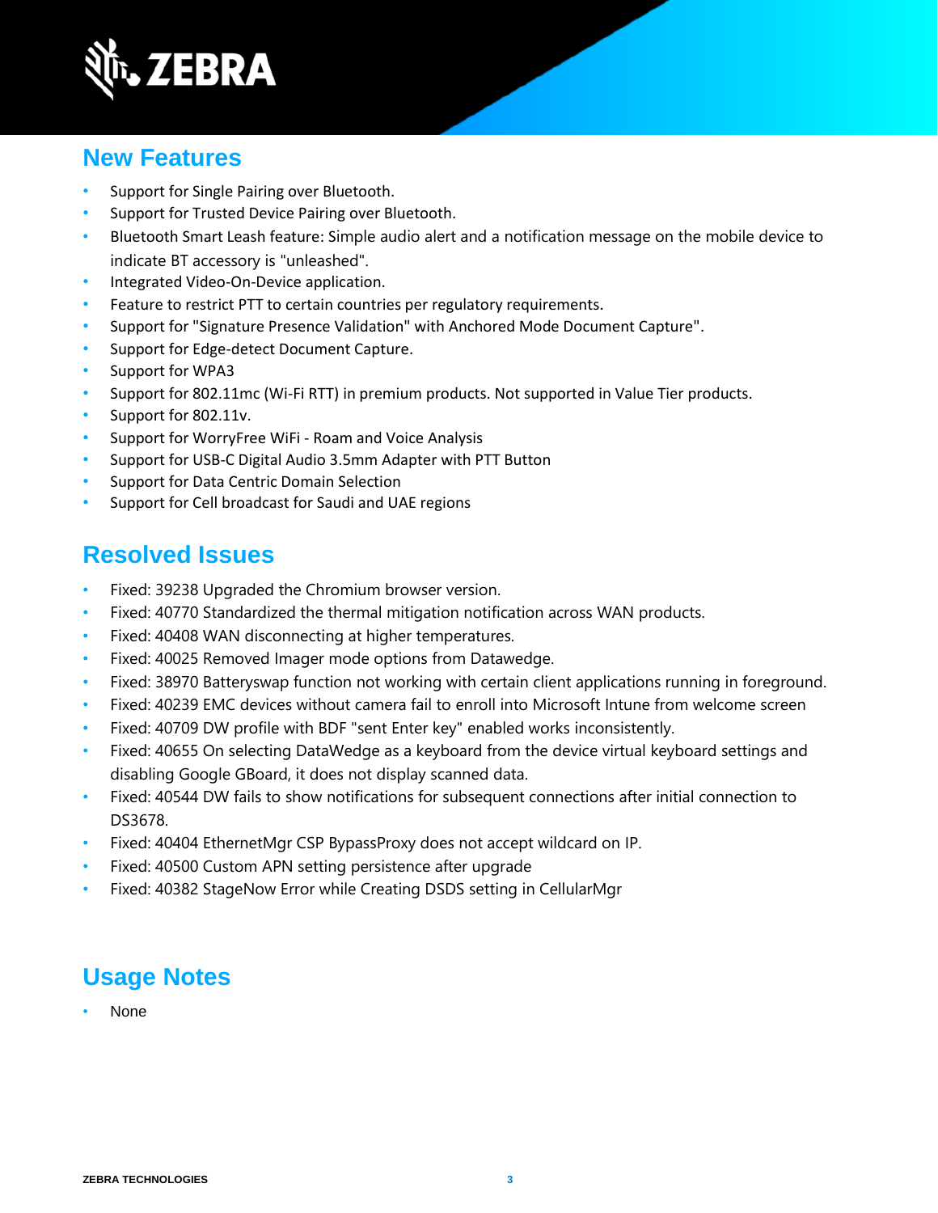## New Features

- Support for Single Pairing over Bluetooth.
- Support for Trusted Device Pairing over Bluetooth.
- Bluetooth Smart Leash feature: Simple audio alert and a notification message on the mobile device to indicate BT accessory is "unleashed".
- Integrated Video-On-Device application.
- Feature to restrict PTT to certain countries per regulatory requirements.
- Support for "Signature Presence Validation" with Anchored Mode Document Capture".
- Support for Edge-detect Document Capture.
- Support for WPA3
- Support for 802.11mc (Wi-Fi RTT) in premium products. Not supported in Value Tier products.
- Support for 802.11v.
- Support for WorryFree WiFi - Roam and Voice Analysis
- Support for USB-C Digital Audio 3.5mm Adapter with PTT Button
- Support for Data Centric Domain Selection
- Support for Cell broadcast for Saudi and UAE regions

## Resolved Issues

- Fixed: 39238 Upgraded the Chromium browser version.
- Fixed: 40770 Standardized the thermal mitigation notification across WAN products.
- Fixed: 40408 WAN disconnecting at higher temperatures.
- Fixed: 40025 Removed Imager mode options from Datawedge.
- Fixed: 38970 Batteryswap function not working with certain client applications running in foreground.
- Fixed: 40239 EMC devices without camera fail to enroll into Microsoft Intune from welcome screen
- Fixed: 40709 DW profile with BDF "sent Enter key" enabled works inconsistently.
- Fixed: 40655 On selecting DataWedge as a keyboard from the device virtual keyboard settings and disabling Google GBoard, it does not display scanned data.
- Fixed: 40544 DW fails to show notifications for subsequent connections after initial connection to DS3678.
- Fixed: 40404 EthernetMgr CSP BypassProxy does not accept wildcard on IP.
- Fixed: 40500 Custom APN setting persistence after upgrade
- Fixed: 40382 StageNow Error while Creating DSDS setting in CellularMgr

## Usage Notes

- None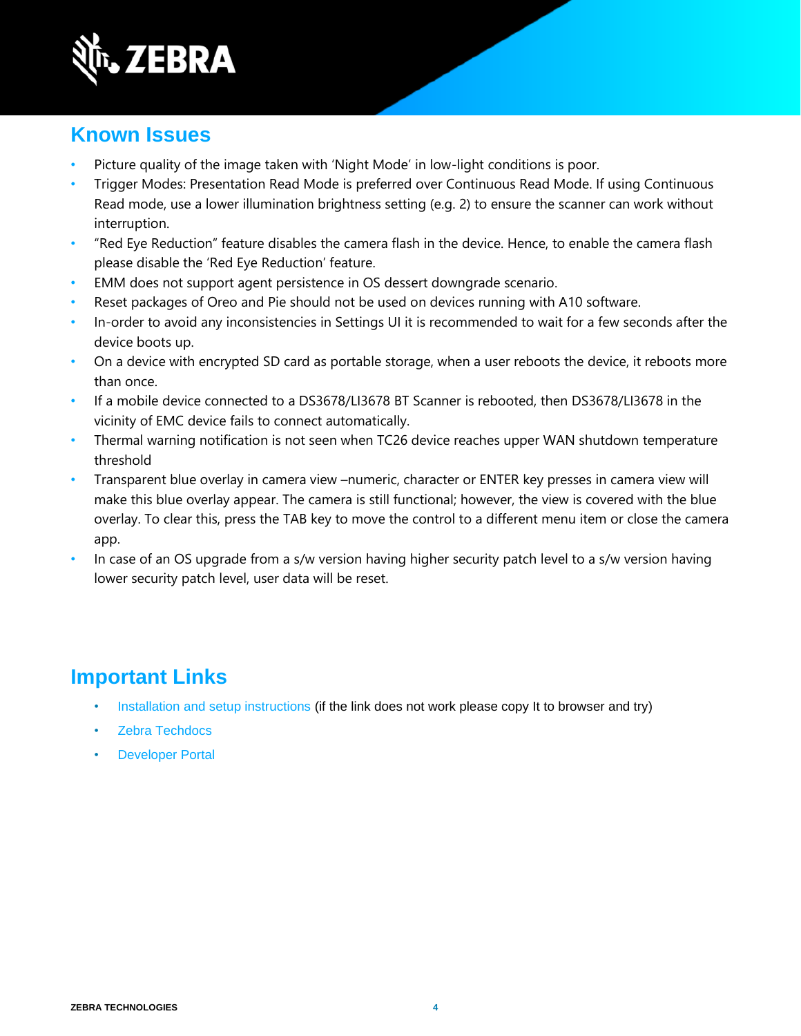## Known Issues

- Picture quality of the image taken with 'Night Mode' in low-light conditions is poor.
- Trigger Modes: Presentation Read Mode is preferred over Continuous Read Mode. If using Continuous Read mode, use a lower illumination brightness setting (e.g. 2) to ensure the scanner can work without interruption.
- "Red Eye Reduction" feature disables the camera flash in the device. Hence, to enable the camera flash please disable the 'Red Eye Reduction' feature.
- EMM does not support agent persistence in OS dessert downgrade scenario.
- Reset packages of Oreo and Pie should not be used on devices running with A10 software.
- In-order to avoid any inconsistencies in Settings UI it is recommended to wait for a few seconds after the device boots up.
- On a device with encrypted SD card as portable storage, when a user reboots the device, it reboots more than once.
- If a mobile device connected to a DS3678/LI3678 BT Scanner is rebooted, then DS3678/LI3678 in the vicinity of EMC device fails to connect automatically.
- Thermal warning notification is not seen when TC26 device reaches upper WAN shutdown temperature threshold
- Transparent blue overlay in camera view –numeric, character or ENTER key presses in camera view will make this blue overlay appear. The camera is still functional; however, the view is covered with the blue overlay. To clear this, press the TAB key to move the control to a different menu item or close the camera app.
- In case of an OS upgrade from a s/w version having higher security patch level to a s/w version having lower security patch level, user data will be reset.

## Important Links

- Installation and setup instructions (if the link does not work please copy It to browser and try)
- Zebra Techdocs
- Developer Portal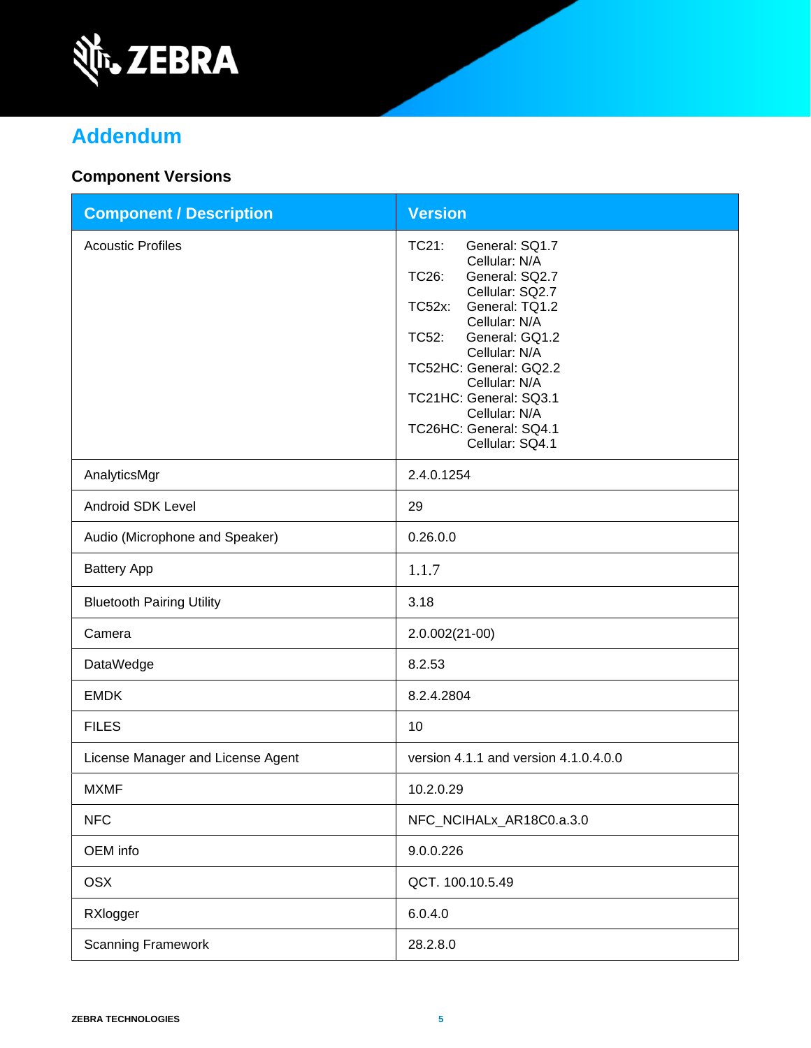# Addendum

## Component Versions

| Component / Description | Version |
|---|---|
| Acoustic Profiles | TC21: General: SQ1.7<br>Cellular: N/A<br>TC26: General: SQ2.7<br>Cellular: SQ2.7<br>TC52x: General: TQ1.2<br>Cellular: N/A<br>TC52: General: GQ1.2<br>Cellular: N/A<br>TC52HC: General: GQ2.2<br>Cellular: N/A<br>TC21HC: General: SQ3.1<br>Cellular: N/A<br>TC26HC: General: SQ4.1<br>Cellular: SQ4.1 |
| AnalyticsMgr | 2.4.0.1254 |
| Android SDK Level | 29 |
| Audio (Microphone and Speaker) | 0.26.0.0 |
| Battery App | 1.1.7 |
| Bluetooth Pairing Utility | 3.18 |
| Camera | 2.0.002(21-00) |
| DataWedge | 8.2.53 |
| EMDK | 8.2.4.2804 |
| FILES | 10 |
| License Manager and License Agent | version 4.1.1 and version 4.1.0.4.0.0 |
| MXMF | 10.2.0.29 |
| NFC | NFC_NCIHALx_AR18C0.a.3.0 |
| OEM info | 9.0.0.226 |
| OSX | QCT. 100.10.5.49 |
| RXlogger | 6.0.4.0 |
| Scanning Framework | 28.2.8.0 |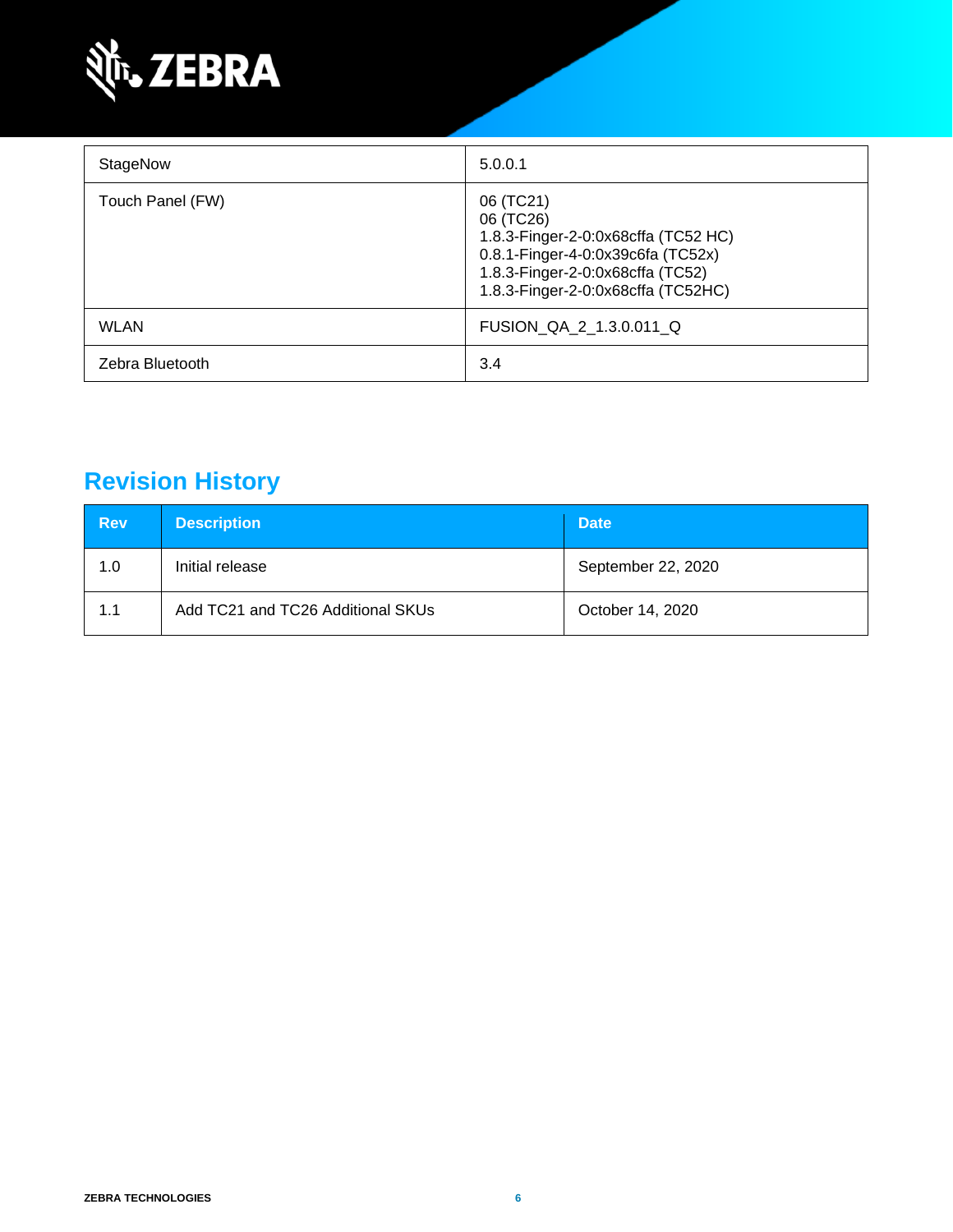| | |
|---|---|
| StageNow | 5.0.0.1 |
| Touch Panel (FW) | 06 (TC21)<br>06 (TC26)<br>1.8.3-Finger-2-0:0x68cffa (TC52 HC)<br>0.8.1-Finger-4-0:0x39c6fa (TC52x)<br>1.8.3-Finger-2-0:0x68cffa (TC52)<br>1.8.3-Finger-2-0:0x68cffa (TC52HC) |
| WLAN | FUSION_QA_2_1.3.0.011_Q |
| Zebra Bluetooth | 3.4 |

## Revision History

| Rev | Description | Date |
|---|---|---|
| 1.0 | Initial release | September 22, 2020 |
| 1.1 | Add TC21 and TC26 Additional SKUs | October 14, 2020 |